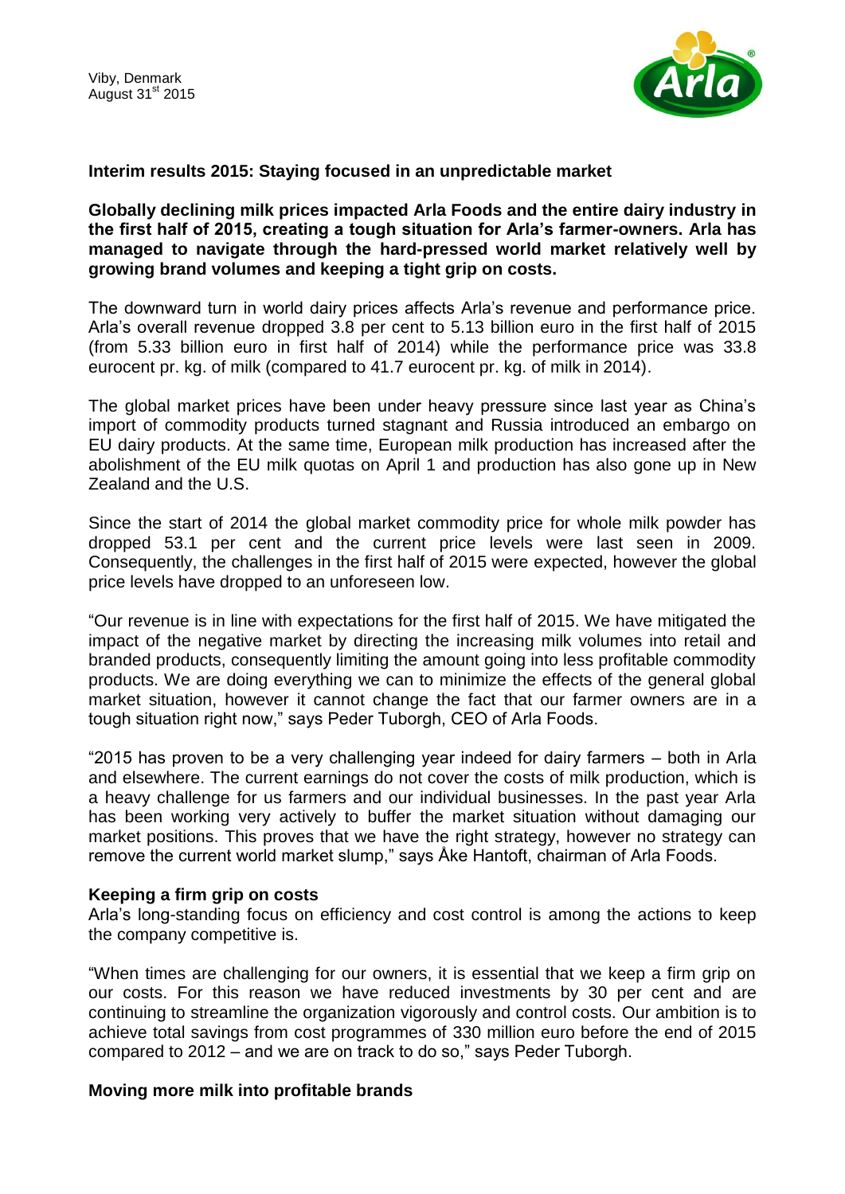Viby, Denmark
August 31st 2015

## Interim results 2015: Staying focused in an unpredictable market

**Globally declining milk prices impacted Arla Foods and the entire dairy industry in the first half of 2015, creating a tough situation for Arla's farmer-owners. Arla has managed to navigate through the hard-pressed world market relatively well by growing brand volumes and keeping a tight grip on costs.**

The downward turn in world dairy prices affects Arla's revenue and performance price. Arla's overall revenue dropped 3.8 per cent to 5.13 billion euro in the first half of 2015 (from 5.33 billion euro in first half of 2014) while the performance price was 33.8 eurocent pr. kg. of milk (compared to 41.7 eurocent pr. kg. of milk in 2014).

The global market prices have been under heavy pressure since last year as China's import of commodity products turned stagnant and Russia introduced an embargo on EU dairy products. At the same time, European milk production has increased after the abolishment of the EU milk quotas on April 1 and production has also gone up in New Zealand and the U.S.

Since the start of 2014 the global market commodity price for whole milk powder has dropped 53.1 per cent and the current price levels were last seen in 2009. Consequently, the challenges in the first half of 2015 were expected, however the global price levels have dropped to an unforeseen low.

"Our revenue is in line with expectations for the first half of 2015. We have mitigated the impact of the negative market by directing the increasing milk volumes into retail and branded products, consequently limiting the amount going into less profitable commodity products. We are doing everything we can to minimize the effects of the general global market situation, however it cannot change the fact that our farmer owners are in a tough situation right now," says Peder Tuborgh, CEO of Arla Foods.

"2015 has proven to be a very challenging year indeed for dairy farmers – both in Arla and elsewhere. The current earnings do not cover the costs of milk production, which is a heavy challenge for us farmers and our individual businesses. In the past year Arla has been working very actively to buffer the market situation without damaging our market positions. This proves that we have the right strategy, however no strategy can remove the current world market slump," says Åke Hantoft, chairman of Arla Foods.

### Keeping a firm grip on costs

Arla's long-standing focus on efficiency and cost control is among the actions to keep the company competitive is.

"When times are challenging for our owners, it is essential that we keep a firm grip on our costs. For this reason we have reduced investments by 30 per cent and are continuing to streamline the organization vigorously and control costs. Our ambition is to achieve total savings from cost programmes of 330 million euro before the end of 2015 compared to 2012 – and we are on track to do so," says Peder Tuborgh.

### Moving more milk into profitable brands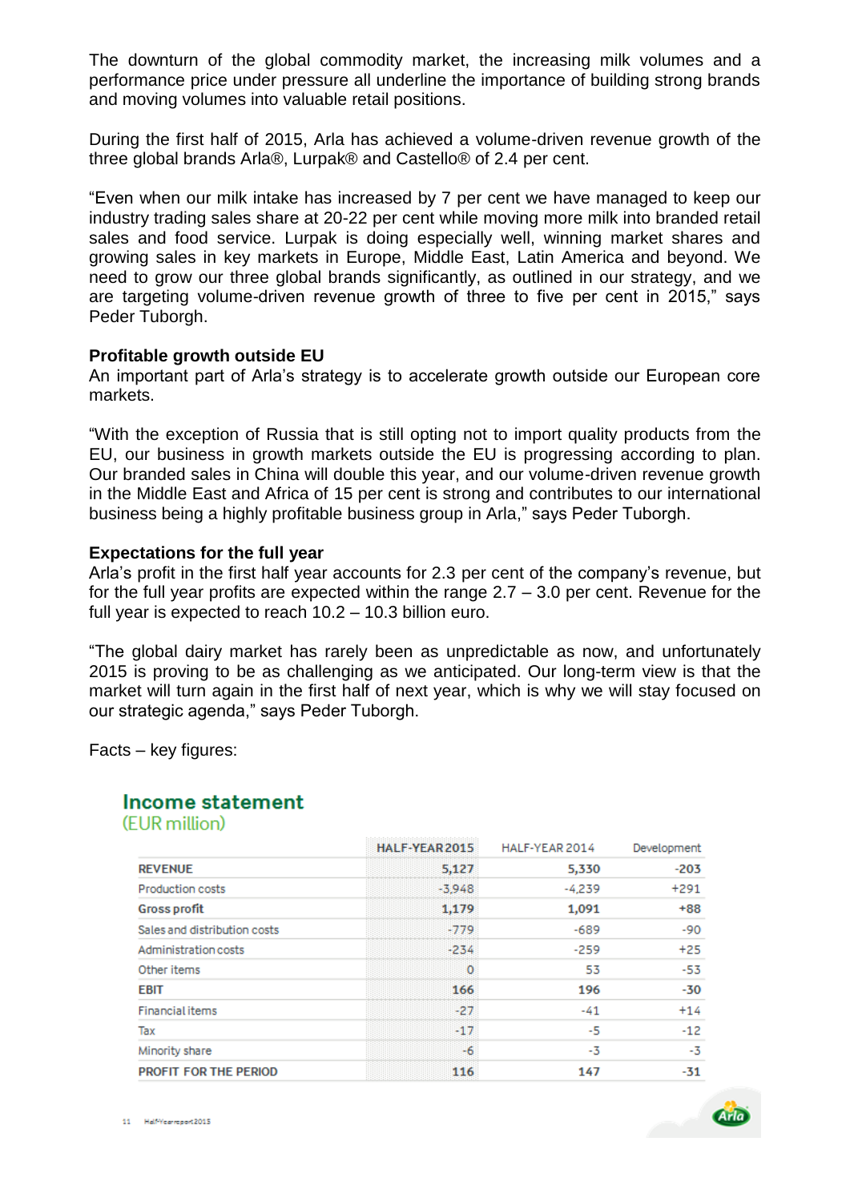The downturn of the global commodity market, the increasing milk volumes and a performance price under pressure all underline the importance of building strong brands and moving volumes into valuable retail positions.

During the first half of 2015, Arla has achieved a volume-driven revenue growth of the three global brands Arla®, Lurpak® and Castello® of 2.4 per cent.

“Even when our milk intake has increased by 7 per cent we have managed to keep our industry trading sales share at 20-22 per cent while moving more milk into branded retail sales and food service. Lurpak is doing especially well, winning market shares and growing sales in key markets in Europe, Middle East, Latin America and beyond. We need to grow our three global brands significantly, as outlined in our strategy, and we are targeting volume-driven revenue growth of three to five per cent in 2015,” says Peder Tuborgh.

**Profitable growth outside EU**

An important part of Arla’s strategy is to accelerate growth outside our European core markets.

“With the exception of Russia that is still opting not to import quality products from the EU, our business in growth markets outside the EU is progressing according to plan. Our branded sales in China will double this year, and our volume-driven revenue growth in the Middle East and Africa of 15 per cent is strong and contributes to our international business being a highly profitable business group in Arla,” says Peder Tuborgh.

**Expectations for the full year**

Arla’s profit in the first half year accounts for 2.3 per cent of the company’s revenue, but for the full year profits are expected within the range 2.7 – 3.0 per cent. Revenue for the full year is expected to reach 10.2 – 10.3 billion euro.

“The global dairy market has rarely been as unpredictable as now, and unfortunately 2015 is proving to be as challenging as we anticipated. Our long-term view is that the market will turn again in the first half of next year, which is why we will stay focused on our strategic agenda,” says Peder Tuborgh.

Facts – key figures:

## Income statement
(EUR million)

| | HALF-YEAR 2015 | HALF-YEAR 2014 | Development |
|---|---|---|---|
| **REVENUE** | **5,127** | **5,330** | **-203** |
| Production costs | -3,948 | -4,239 | +291 |
| **Gross profit** | **1,179** | **1,091** | **+88** |
| Sales and distribution costs | -779 | -689 | -90 |
| Administration costs | -234 | -259 | +25 |
| Other items | 0 | 53 | -53 |
| **EBIT** | **166** | **196** | **-30** |
| Financial items | -27 | -41 | +14 |
| Tax | -17 | -5 | -12 |
| Minority share | -6 | -3 | -3 |
| **PROFIT FOR THE PERIOD** | **116** | **147** | **-31** |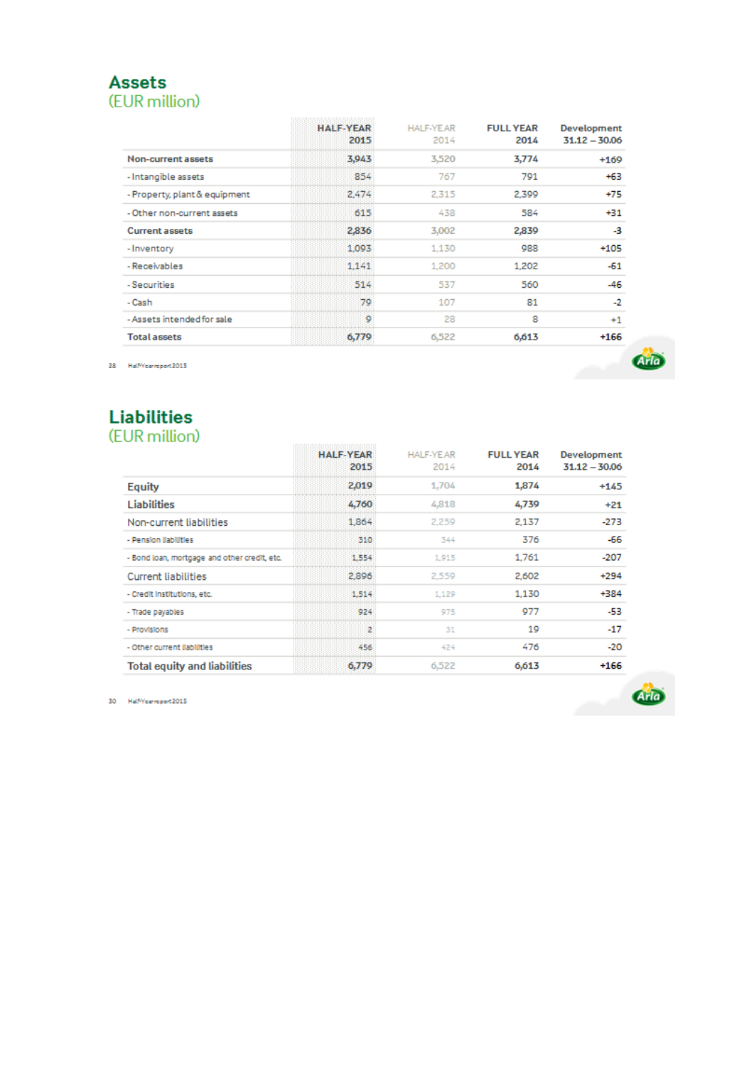## Assets
(EUR million)

| | HALF-YEAR 2015 | HALF-YEAR 2014 | FULL YEAR 2014 | Development 31.12 – 30.06 |
|---|---|---|---|---|
| **Non-current assets** | 3,943 | 3,520 | 3,774 | +169 |
| - Intangible assets | 854 | 767 | 791 | +63 |
| - Property, plant & equipment | 2,474 | 2,315 | 2,399 | +75 |
| - Other non-current assets | 615 | 438 | 584 | +31 |
| **Current assets** | 2,836 | 3,002 | 2,839 | -3 |
| - Inventory | 1,093 | 1,130 | 988 | +105 |
| - Receivables | 1,141 | 1,200 | 1,202 | -61 |
| - Securities | 514 | 537 | 560 | -46 |
| - Cash | 79 | 107 | 81 | -2 |
| - Assets intended for sale | 9 | 28 | 8 | +1 |
| **Total assets** | 6,779 | 6,522 | 6,613 | +166 |

## Liabilities
(EUR million)

| | HALF-YEAR 2015 | HALF-YEAR 2014 | FULL YEAR 2014 | Development 31.12 – 30.06 |
|---|---|---|---|---|
| **Equity** | 2,019 | 1,704 | 1,874 | +145 |
| **Liabilities** | 4,760 | 4,818 | 4,739 | +21 |
| Non-current liabilities | 1,864 | 2,259 | 2,137 | -273 |
| - Pension liabilities | 310 | 344 | 376 | -66 |
| - Bond loan, mortgage and other credit, etc. | 1,554 | 1,915 | 1,761 | -207 |
| Current liabilities | 2,896 | 2,559 | 2,602 | +294 |
| - Credit institutions, etc. | 1,514 | 1,129 | 1,130 | +384 |
| - Trade payables | 924 | 975 | 977 | -53 |
| - Provisions | 2 | 31 | 19 | -17 |
| - Other current liabilities | 456 | 424 | 476 | -20 |
| **Total equity and liabilities** | 6,779 | 6,522 | 6,613 | +166 |